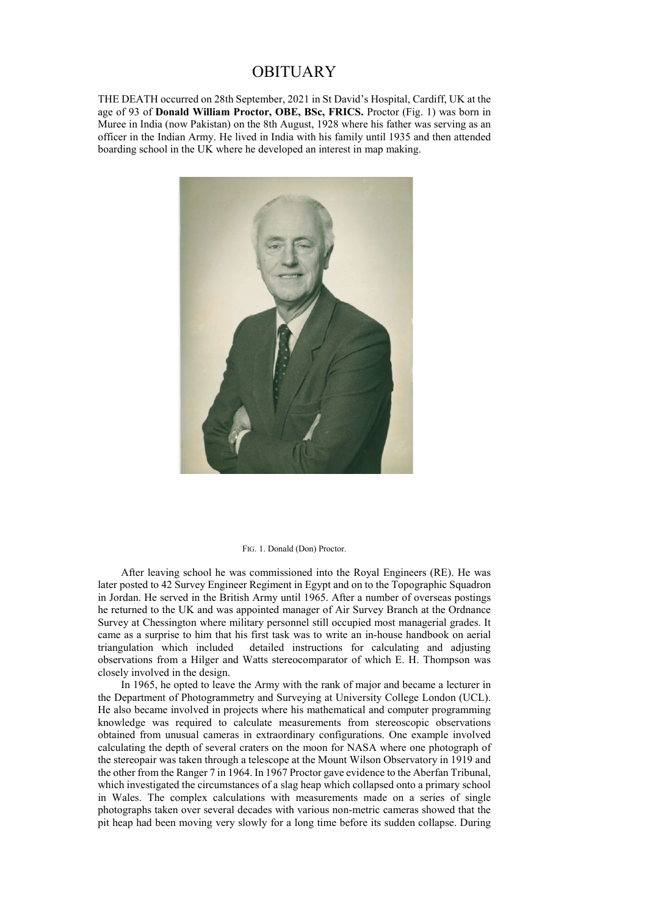# OBITUARY

THE DEATH occurred on 28th September, 2021 in St David's Hospital, Cardiff, UK at the age of 93 of **Donald William Proctor, OBE, BSc, FRICS.** Proctor (Fig. 1) was born in Muree in India (now Pakistan) on the 8th August, 1928 where his father was serving as an officer in the Indian Army. He lived in India with his family until 1935 and then attended boarding school in the UK where he developed an interest in map making.

FIG. 1. Donald (Don) Proctor.

After leaving school he was commissioned into the Royal Engineers (RE). He was later posted to 42 Survey Engineer Regiment in Egypt and on to the Topographic Squadron in Jordan. He served in the British Army until 1965. After a number of overseas postings he returned to the UK and was appointed manager of Air Survey Branch at the Ordnance Survey at Chessington where military personnel still occupied most managerial grades. It came as a surprise to him that his first task was to write an in-house handbook on aerial triangulation which included detailed instructions for calculating and adjusting observations from a Hilger and Watts stereocomparator of which E. H. Thompson was closely involved in the design.

In 1965, he opted to leave the Army with the rank of major and became a lecturer in the Department of Photogrammetry and Surveying at University College London (UCL). He also became involved in projects where his mathematical and computer programming knowledge was required to calculate measurements from stereoscopic observations obtained from unusual cameras in extraordinary configurations. One example involved calculating the depth of several craters on the moon for NASA where one photograph of the stereopair was taken through a telescope at the Mount Wilson Observatory in 1919 and the other from the Ranger 7 in 1964. In 1967 Proctor gave evidence to the Aberfan Tribunal, which investigated the circumstances of a slag heap which collapsed onto a primary school in Wales. The complex calculations with measurements made on a series of single photographs taken over several decades with various non-metric cameras showed that the pit heap had been moving very slowly for a long time before its sudden collapse. During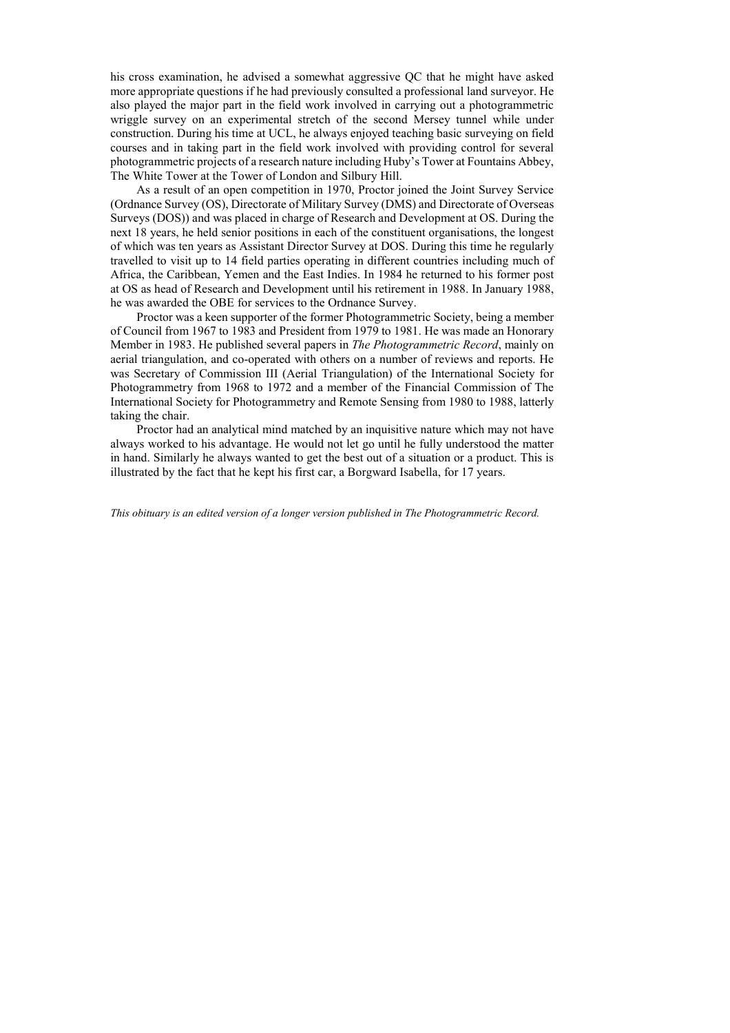his cross examination, he advised a somewhat aggressive QC that he might have asked more appropriate questions if he had previously consulted a professional land surveyor. He also played the major part in the field work involved in carrying out a photogrammetric wriggle survey on an experimental stretch of the second Mersey tunnel while under construction. During his time at UCL, he always enjoyed teaching basic surveying on field courses and in taking part in the field work involved with providing control for several photogrammetric projects of a research nature including Huby's Tower at Fountains Abbey, The White Tower at the Tower of London and Silbury Hill.

As a result of an open competition in 1970, Proctor joined the Joint Survey Service (Ordnance Survey (OS), Directorate of Military Survey (DMS) and Directorate of Overseas Surveys (DOS)) and was placed in charge of Research and Development at OS. During the next 18 years, he held senior positions in each of the constituent organisations, the longest of which was ten years as Assistant Director Survey at DOS. During this time he regularly travelled to visit up to 14 field parties operating in different countries including much of Africa, the Caribbean, Yemen and the East Indies. In 1984 he returned to his former post at OS as head of Research and Development until his retirement in 1988. In January 1988, he was awarded the OBE for services to the Ordnance Survey.

Proctor was a keen supporter of the former Photogrammetric Society, being a member of Council from 1967 to 1983 and President from 1979 to 1981. He was made an Honorary Member in 1983. He published several papers in *The Photogrammetric Record*, mainly on aerial triangulation, and co-operated with others on a number of reviews and reports. He was Secretary of Commission III (Aerial Triangulation) of the International Society for Photogrammetry from 1968 to 1972 and a member of the Financial Commission of The International Society for Photogrammetry and Remote Sensing from 1980 to 1988, latterly taking the chair.

Proctor had an analytical mind matched by an inquisitive nature which may not have always worked to his advantage. He would not let go until he fully understood the matter in hand. Similarly he always wanted to get the best out of a situation or a product. This is illustrated by the fact that he kept his first car, a Borgward Isabella, for 17 years.

*This obituary is an edited version of a longer version published in The Photogrammetric Record.*